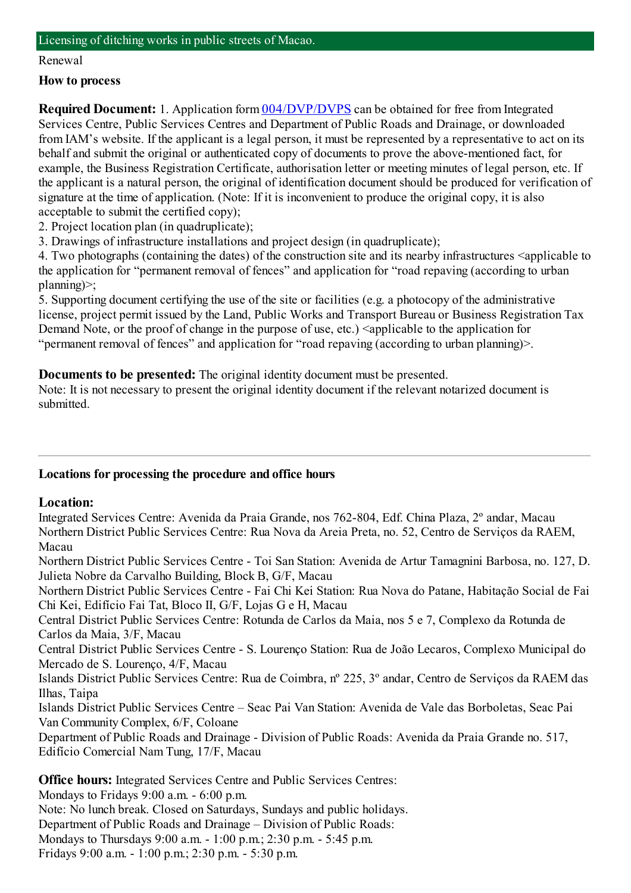## Licensing of ditching works in public streets of Macao.

Renewal

### How to process

**Required Document:** 1. Application form 004/DVP/DVPS can be obtained for free from Integrated Services Centre, Public Services Centres and Department of Public Roads and Drainage, or downloaded from IAM's website. If the applicant is a legal person, it must be represented by a representative to act on its behalf and submit the original or authenticated copy of documents to prove the above-mentioned fact, for example, the Business Registration Certificate, authorisation letter or meeting minutes of legal person, etc. If the applicant is a natural person, the original of identification document should be produced for verification of signature at the time of application. (Note: If it is inconvenient to produce the original copy, it is also acceptable to submit the certified copy);
2. Project location plan (in quadruplicate);
3. Drawings of infrastructure installations and project design (in quadruplicate);
4. Two photographs (containing the dates) of the construction site and its nearby infrastructures <applicable to the application for "permanent removal of fences" and application for "road repaving (according to urban planning)>;
5. Supporting document certifying the use of the site or facilities (e.g. a photocopy of the administrative license, project permit issued by the Land, Public Works and Transport Bureau or Business Registration Tax Demand Note, or the proof of change in the purpose of use, etc.) <applicable to the application for "permanent removal of fences" and application for "road repaving (according to urban planning)>.

**Documents to be presented:** The original identity document must be presented.
Note: It is not necessary to present the original identity document if the relevant notarized document is submitted.

---

### Locations for processing the procedure and office hours

**Location:**
Integrated Services Centre: Avenida da Praia Grande, nos 762-804, Edf. China Plaza, 2º andar, Macau
Northern District Public Services Centre: Rua Nova da Areia Preta, no. 52, Centro de Serviços da RAEM, Macau
Northern District Public Services Centre - Toi San Station: Avenida de Artur Tamagnini Barbosa, no. 127, D. Julieta Nobre da Carvalho Building, Block B, G/F, Macau
Northern District Public Services Centre - Fai Chi Kei Station: Rua Nova do Patane, Habitação Social de Fai Chi Kei, Edifício Fai Tat, Bloco II, G/F, Lojas G e H, Macau
Central District Public Services Centre: Rotunda de Carlos da Maia, nos 5 e 7, Complexo da Rotunda de Carlos da Maia, 3/F, Macau
Central District Public Services Centre - S. Lourenço Station: Rua de João Lecaros, Complexo Municipal do Mercado de S. Lourenço, 4/F, Macau
Islands District Public Services Centre: Rua de Coimbra, nº 225, 3º andar, Centro de Serviços da RAEM das Ilhas, Taipa
Islands District Public Services Centre – Seac Pai Van Station: Avenida de Vale das Borboletas, Seac Pai Van Community Complex, 6/F, Coloane
Department of Public Roads and Drainage - Division of Public Roads: Avenida da Praia Grande no. 517, Edifício Comercial Nam Tung, 17/F, Macau

**Office hours:** Integrated Services Centre and Public Services Centres:
Mondays to Fridays 9:00 a.m. - 6:00 p.m.
Note: No lunch break. Closed on Saturdays, Sundays and public holidays.
Department of Public Roads and Drainage – Division of Public Roads:
Mondays to Thursdays 9:00 a.m. - 1:00 p.m.; 2:30 p.m. - 5:45 p.m.
Fridays 9:00 a.m. - 1:00 p.m.; 2:30 p.m. - 5:30 p.m.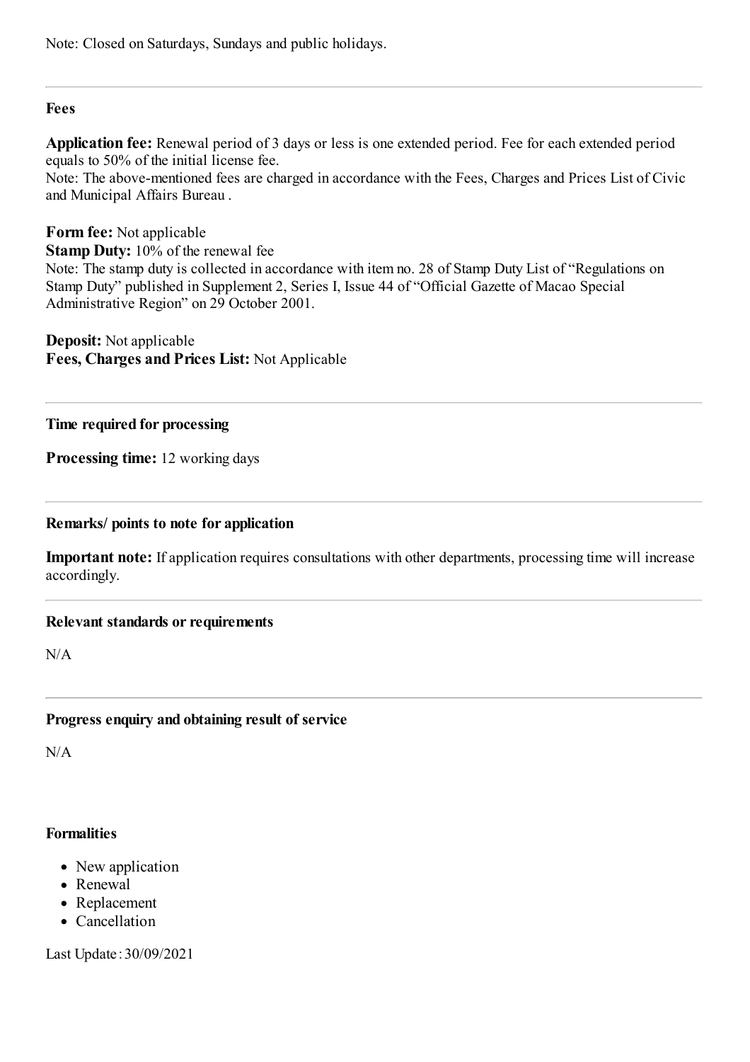Note: Closed on Saturdays, Sundays and public holidays.

---

### Fees

**Application fee:** Renewal period of 3 days or less is one extended period. Fee for each extended period equals to 50% of the initial license fee.
Note: The above-mentioned fees are charged in accordance with the Fees, Charges and Prices List of Civic and Municipal Affairs Bureau .

**Form fee:** Not applicable
**Stamp Duty:** 10% of the renewal fee
Note: The stamp duty is collected in accordance with item no. 28 of Stamp Duty List of "Regulations on Stamp Duty" published in Supplement 2, Series I, Issue 44 of "Official Gazette of Macao Special Administrative Region" on 29 October 2001.

**Deposit:** Not applicable
**Fees, Charges and Prices List:** Not Applicable

---

### Time required for processing

**Processing time:** 12 working days

---

### Remarks/ points to note for application

**Important note:** If application requires consultations with other departments, processing time will increase accordingly.

---

### Relevant standards or requirements

N/A

---

### Progress enquiry and obtaining result of service

N/A

### Formalities

- New application
- Renewal
- Replacement
- Cancellation

Last Update : 30/09/2021